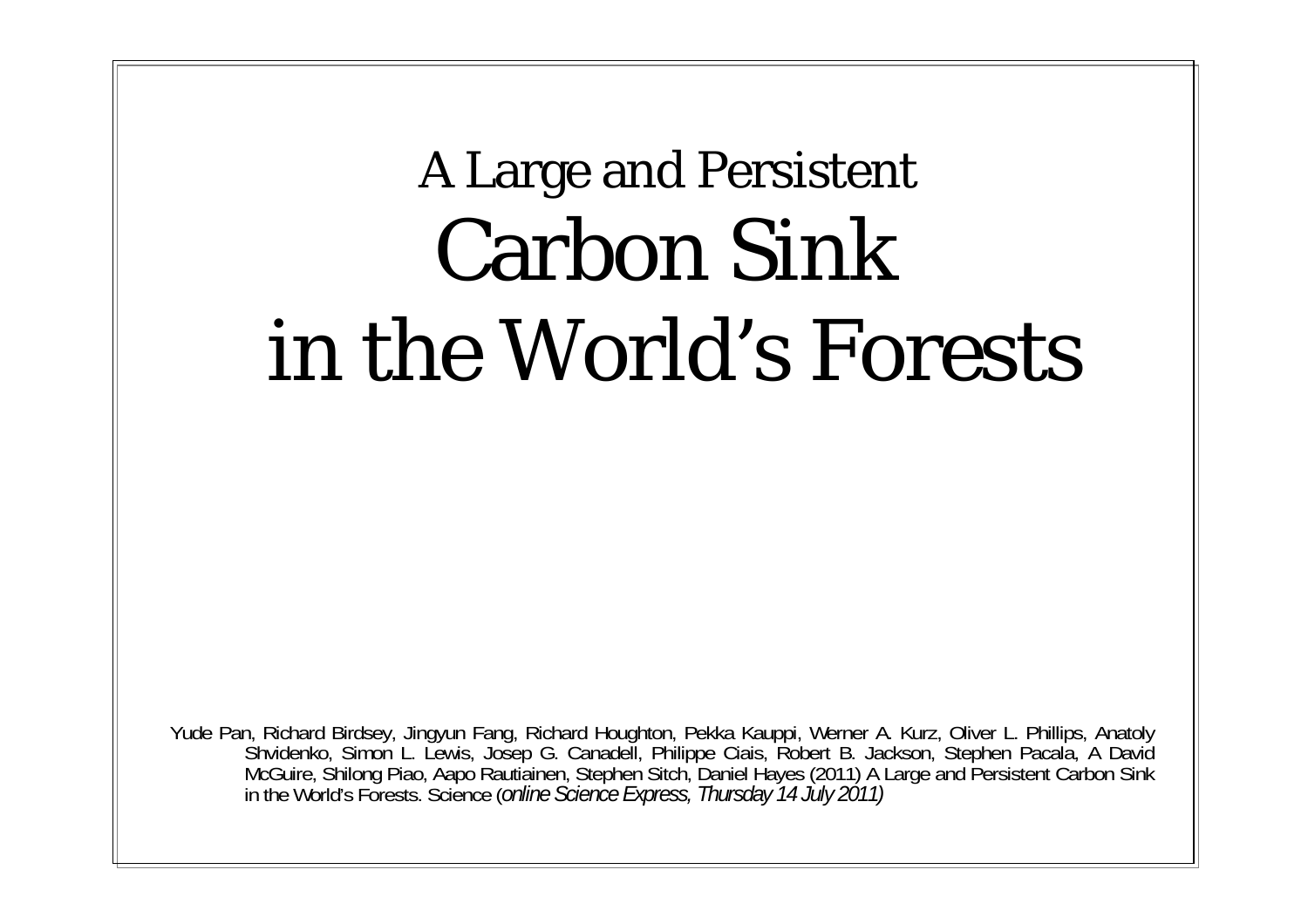# A Large and Persistent Carbon Sink in the World's Forests

Yude Pan, Richard Birdsey, Jingyun Fang, Richard Houghton, Pekka Kauppi, Werner A. Kurz, Oliver L. Phillips, Anatoly Shvidenko, Simon L. Lewis, Josep G. Canadell, Philippe Ciais, Robert B. Jackson, Stephen Pacala, A David McGuire, Shilong Piao, Aapo Rautiainen, Stephen Sitch, Daniel Hayes (2011) A Large and Persistent Carbon Sink in the World's Forests. Science (*online Science Express, Thursday 14 July 2011)*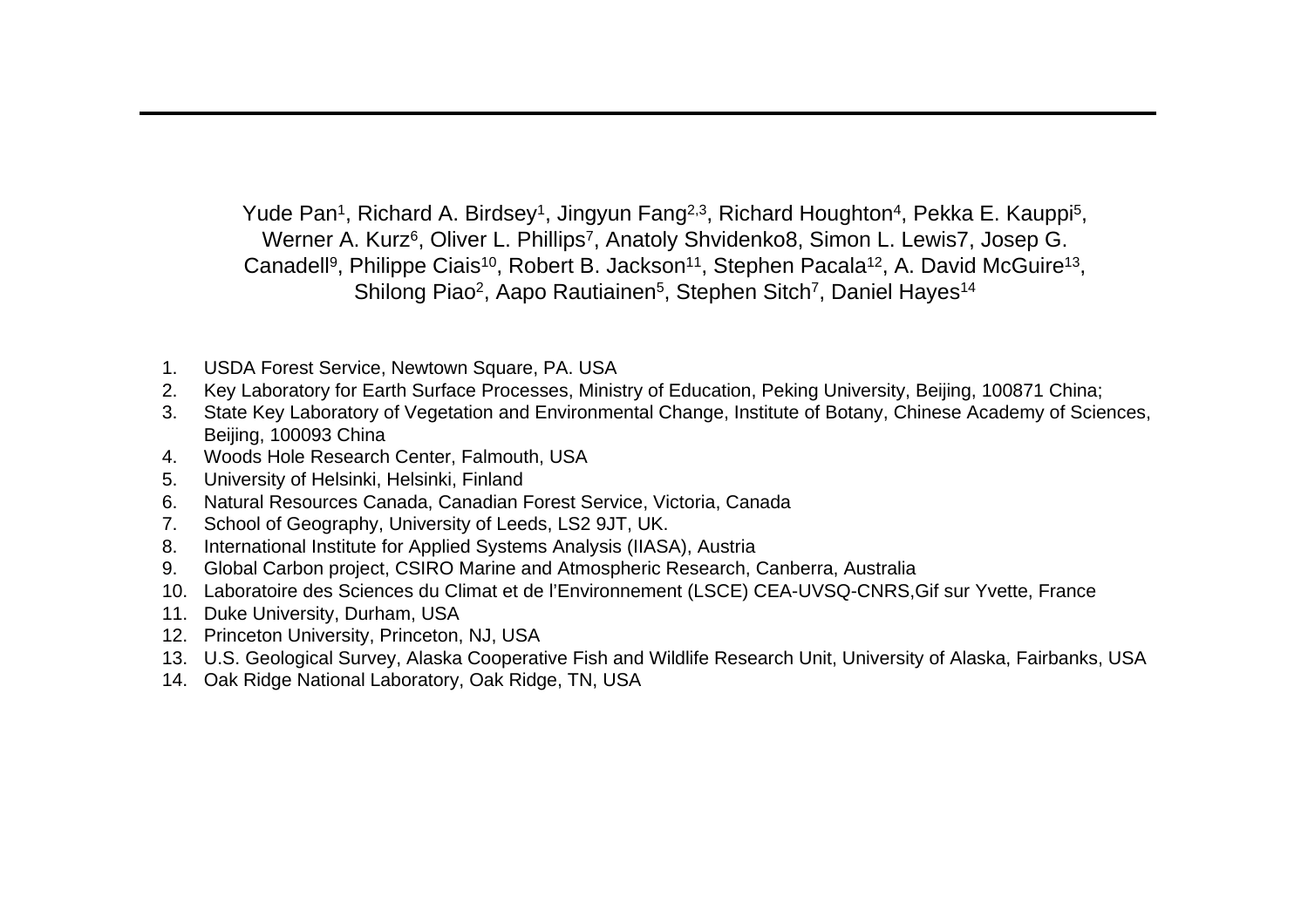Yude Pan[1], Richard A. Birdsey[1], Jingyun Fang[2,3], Richard Houghton[4], Pekka E. Kauppi[5], Werner A. Kurz[6], Oliver L. Phillips[7], Anatoly Shvidenko8, Simon L. Lewis7, Josep G. Canadell[9], Philippe Ciais[10], Robert B. Jackson[11], Stephen Pacala[12], A. David McGuire[13], Shilong Piao[2], Aapo Rautiainen[5], Stephen Sitch[7], Daniel Hayes[14]

1. USDA Forest Service, Newtown Square, PA. USA
2. Key Laboratory for Earth Surface Processes, Ministry of Education, Peking University, Beijing, 100871 China;
3. State Key Laboratory of Vegetation and Environmental Change, Institute of Botany, Chinese Academy of Sciences, Beijing, 100093 China
4. Woods Hole Research Center, Falmouth, USA
5. University of Helsinki, Helsinki, Finland
6. Natural Resources Canada, Canadian Forest Service, Victoria, Canada
7. School of Geography, University of Leeds, LS2 9JT, UK.
8. International Institute for Applied Systems Analysis (IIASA), Austria
9. Global Carbon project, CSIRO Marine and Atmospheric Research, Canberra, Australia
10. Laboratoire des Sciences du Climat et de l'Environnement (LSCE) CEA-UVSQ-CNRS,Gif sur Yvette, France
11. Duke University, Durham, USA
12. Princeton University, Princeton, NJ, USA
13. U.S. Geological Survey, Alaska Cooperative Fish and Wildlife Research Unit, University of Alaska, Fairbanks, USA
14. Oak Ridge National Laboratory, Oak Ridge, TN, USA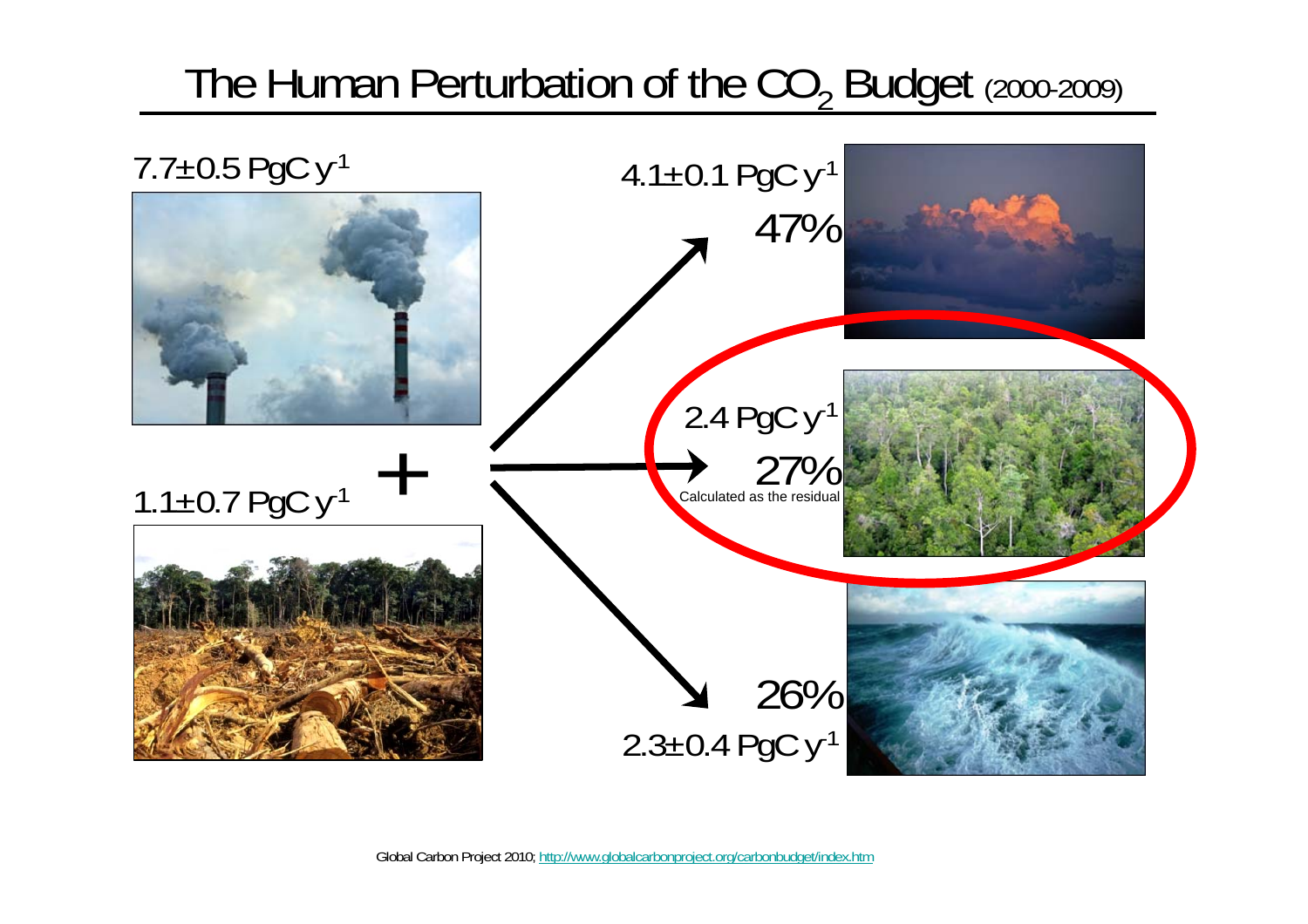# The Human Perturbation of the $CO_2$ Budget (2000-2009)

$7.7 \pm 0.5$ PgC $y^{-1}$

$1.1 \pm 0.7$ PgC $y^{-1}$

+

$4.1 \pm 0.1$ PgC $y^{-1}$

47%

2.4 PgC $y^{-1}$

27%

Calculated as the residual

26%

$2.3 \pm 0.4$ PgC $y^{-1}$

Global Carbon Project 2010; http://www.globalcarbonproject.org/carbonbudget/index.htm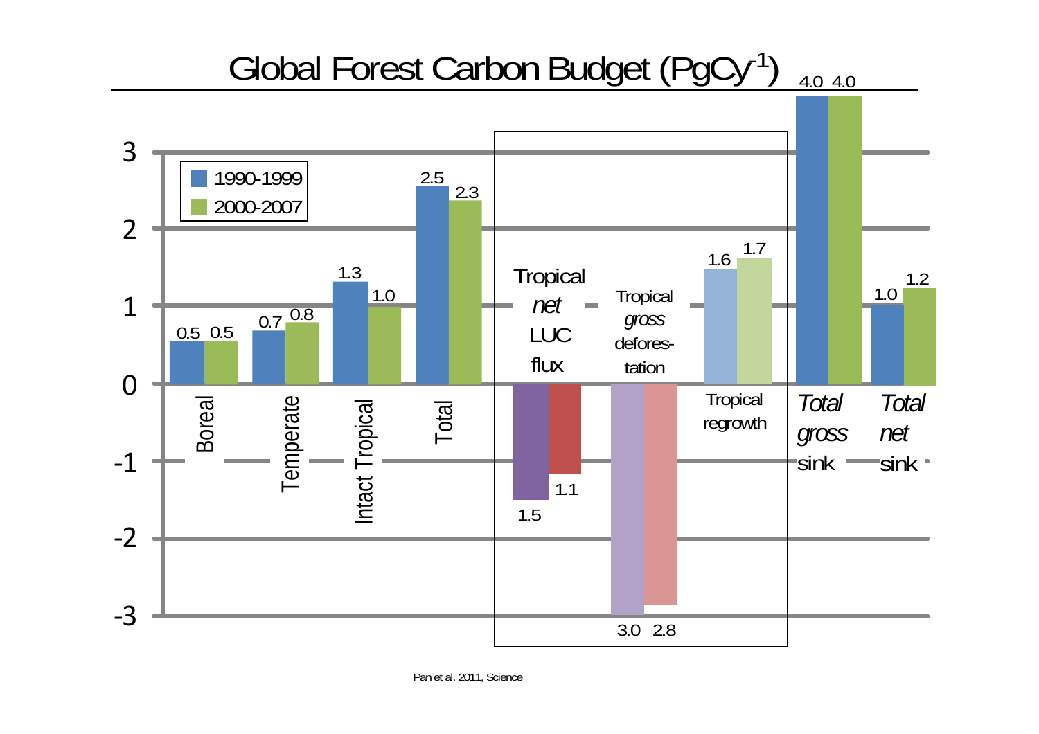# Global Forest Carbon Budget ($PgCy^{-1}$)

| Category | 1990-1999 | 2000-2007 |
|---|---|---|
| Boreal | 0.5 | 0.5 |
| Temperate | 0.7 | 0.8 |
| Intact Tropical | 1.3 | 1.0 |
| Total | 2.5 | 2.3 |
| Tropical *net* LUC flux | 1.5 | 1.1 |
| Tropical *gross* deforestation | 3.0 | 2.8 |
| Tropical regrowth | 1.6 | 1.7 |
| *Total gross* sink | 4.0 | 4.0 |
| *Total net* sink | 1.0 | 1.2 |

Pan et al. 2011, Science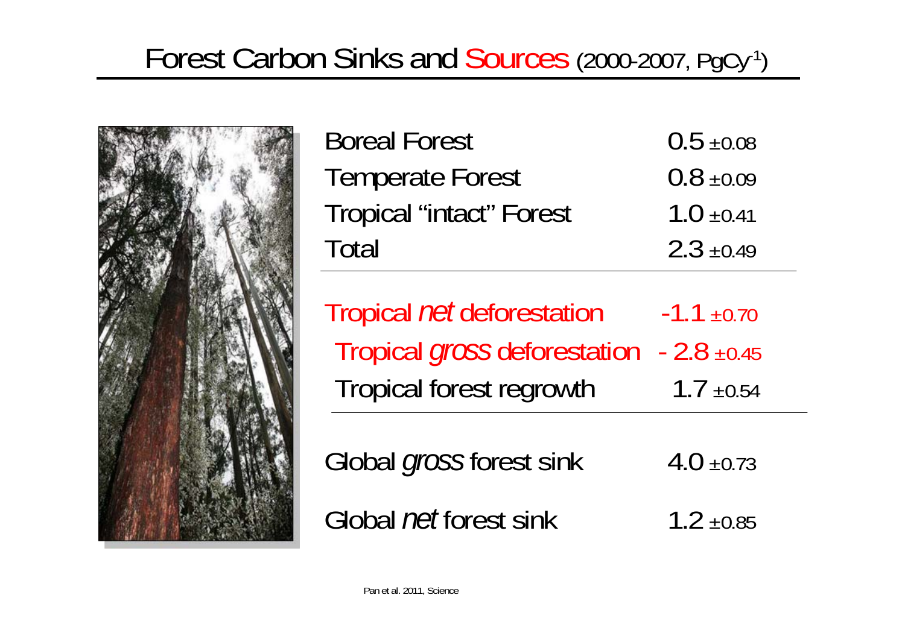# Forest Carbon Sinks and Sources (2000-2007, $PgCy^{-1}$)

| | |
|---|---|
| Boreal Forest | 0.5 ±0.08 |
| Temperate Forest | 0.8 ±0.09 |
| Tropical "intact" Forest | 1.0 ±0.41 |
| Total | 2.3 ±0.49 |
| Tropical *net* deforestation | -1.1 ±0.70 |
| Tropical *gross* deforestation | - 2.8 ±0.45 |
| Tropical forest regrowth | 1.7 ±0.54 |
| Global *gross* forest sink | 4.0 ±0.73 |
| Global *net* forest sink | 1.2 ±0.85 |

Pan et al. 2011, Science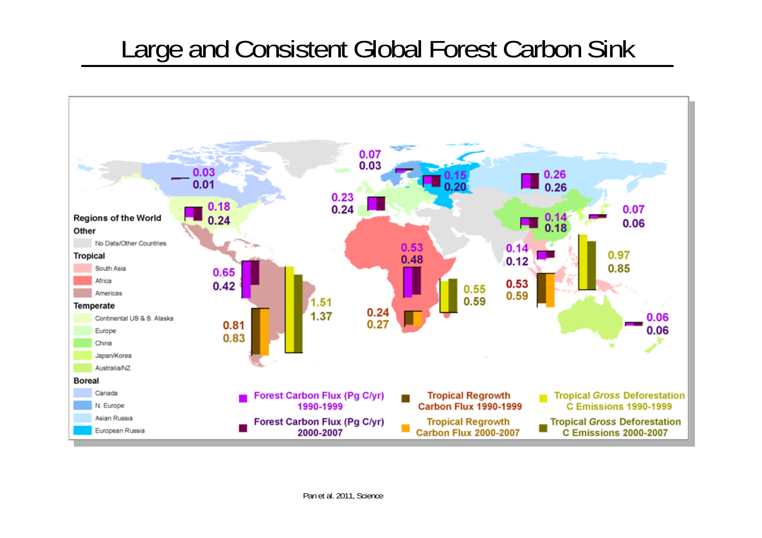# Large and Consistent Global Forest Carbon Sink

**Regions of the World**

**Other**
- No Data/Other Countries

**Tropical**
- South Asia
- Africa
- Americas

**Temperate**
- Continental US & S. Alaska
- Europe
- China
- Japan/Korea
- Australia/NZ

**Boreal**
- Canada
- N. Europe
- Asian Russia
- European Russia

**Legend**
- Forest Carbon Flux (Pg C/yr) 1990-1999
- Forest Carbon Flux (Pg C/yr) 2000-2007
- Tropical Regrowth Carbon Flux 1990-1999
- Tropical Regrowth Carbon Flux 2000-2007
- Tropical *Gross* Deforestation C Emissions 1990-1999
- Tropical *Gross* Deforestation C Emissions 2000-2007

| Region | Forest Carbon Flux 1990-1999 | Forest Carbon Flux 2000-2007 |
| --- | --- | --- |
| Canada | 0.03 | 0.01 |
| Continental US & S. Alaska | 0.18 | 0.24 |
| N. Europe | 0.07 | 0.03 |
| Europe | 0.23 | 0.24 |
| European Russia | 0.15 | 0.20 |
| Asian Russia | 0.26 | 0.26 |
| China | 0.14 | 0.18 |
| Japan/Korea | 0.07 | 0.06 |
| Australia/NZ | 0.06 | 0.06 |
| Tropical Americas | 0.65 | 0.42 |
| Africa | 0.53 | 0.48 |
| South Asia | 0.14 | 0.12 |

| Region | Tropical Regrowth Carbon Flux 1990-1999 | Tropical Regrowth Carbon Flux 2000-2007 | Tropical Gross Deforestation C Emissions 1990-1999 | Tropical Gross Deforestation C Emissions 2000-2007 |
| --- | --- | --- | --- | --- |
| Americas | 0.81 | 0.83 | 1.51 | 1.37 |
| Africa | 0.24 | 0.27 | 0.55 | 0.59 |
| South Asia | 0.53 | 0.59 | 0.97 | 0.85 |

Pan et al. 2011, Science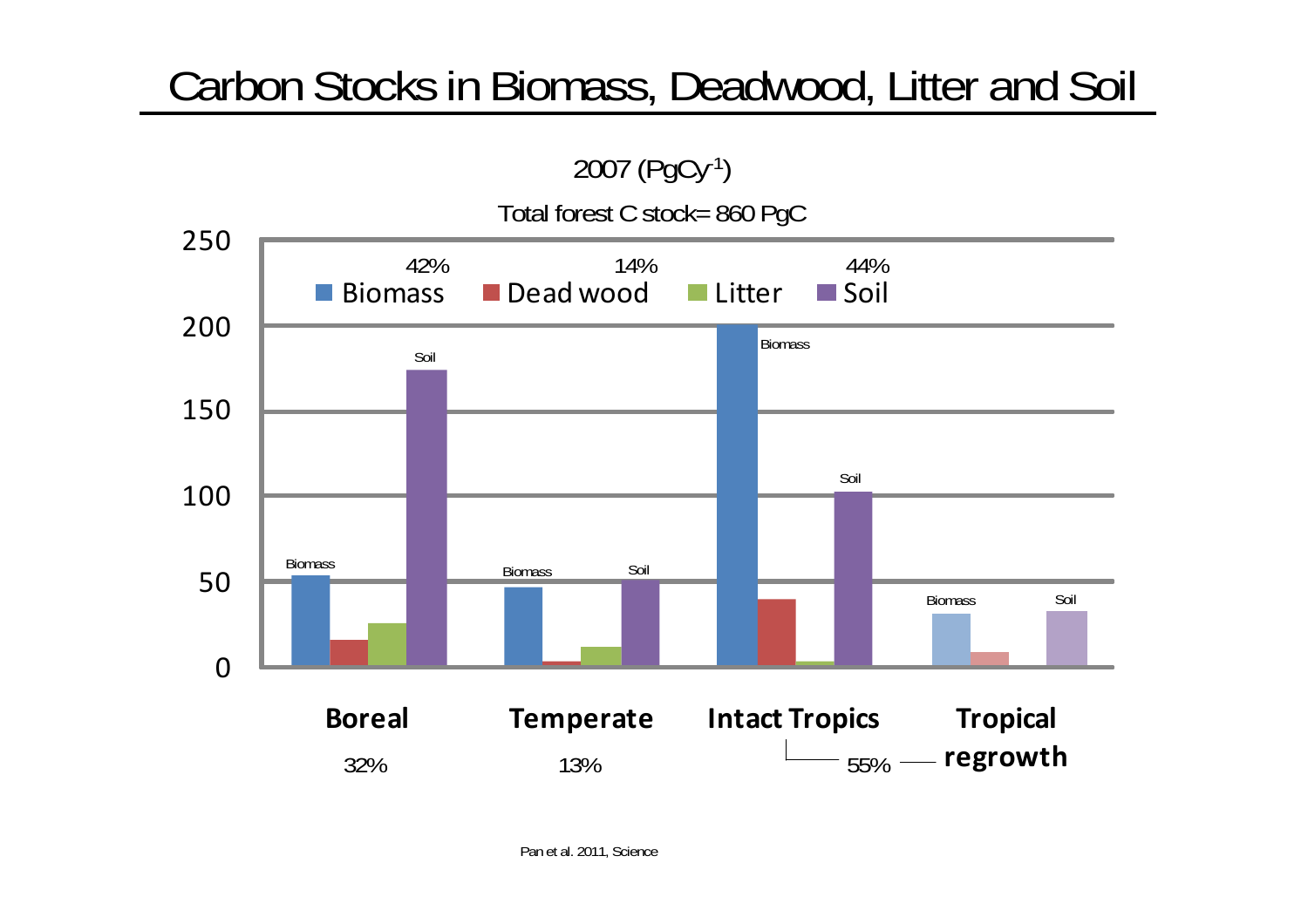# Carbon Stocks in Biomass, Deadwood, Litter and Soil

2007 ($PgCy^{-1}$)

Total forest C stock= 860 PgC

42% Biomass | 14% Dead wood | Litter | 44% Soil

Boreal 32% | Temperate 13% | Intact Tropics / Tropical regrowth 55%

Pan et al. 2011, Science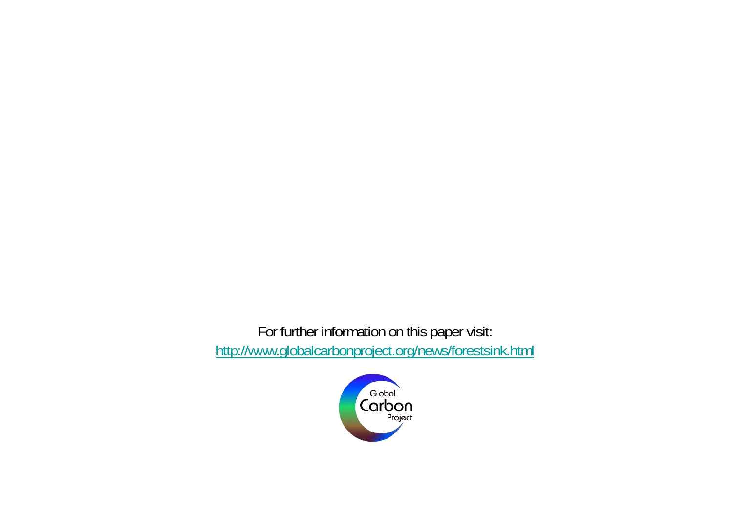For further information on this paper visit:

http://www.globalcarbonproject.org/news/forestsink.html

Global Carbon Project